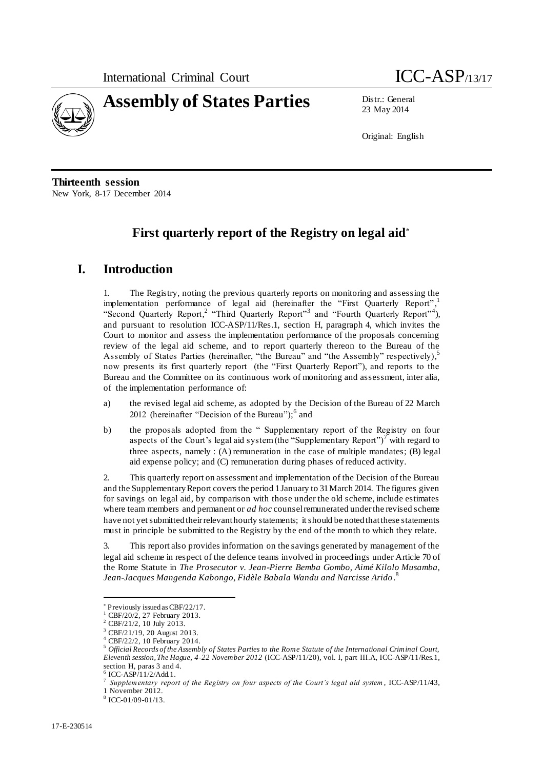International Criminal Court ICC-ASP/13/17

# Assembly of States Parties

Distr.: General
23 May 2014

Original: English

**Thirteenth session**
New York, 8-17 December 2014

## First quarterly report of the Registry on legal aid[*]

## I. Introduction

1. The Registry, noting the previous quarterly reports on monitoring and assessing the implementation performance of legal aid (hereinafter the "First Quarterly Report",[1] "Second Quarterly Report,[2] "Third Quarterly Report"[3] and "Fourth Quarterly Report"[4]), and pursuant to resolution ICC-ASP/11/Res.1, section H, paragraph 4, which invites the Court to monitor and assess the implementation performance of the proposals concerning review of the legal aid scheme, and to report quarterly thereon to the Bureau of the Assembly of States Parties (hereinafter, "the Bureau" and "the Assembly" respectively),[5] now presents its first quarterly report (the "First Quarterly Report"), and reports to the Bureau and the Committee on its continuous work of monitoring and assessment, inter alia, of the implementation performance of:

a) the revised legal aid scheme, as adopted by the Decision of the Bureau of 22 March 2012 (hereinafter "Decision of the Bureau");[6] and

b) the proposals adopted from the " Supplementary report of the Registry on four aspects of the Court's legal aid system (the "Supplementary Report")[7] with regard to three aspects, namely : (A) remuneration in the case of multiple mandates; (B) legal aid expense policy; and (C) remuneration during phases of reduced activity.

2. This quarterly report on assessment and implementation of the Decision of the Bureau and the Supplementary Report covers the period 1 January to 31 March 2014. The figures given for savings on legal aid, by comparison with those under the old scheme, include estimates where team members and permanent or *ad hoc* counsel remunerated under the revised scheme have not yet submitted their relevant hourly statements; it should be noted that these statements must in principle be submitted to the Registry by the end of the month to which they relate.

3. This report also provides information on the savings generated by management of the legal aid scheme in respect of the defence teams involved in proceedings under Article 70 of the Rome Statute in *The Prosecutor v. Jean-Pierre Bemba Gombo, Aimé Kilolo Musamba, Jean-Jacques Mangenda Kabongo, Fidèle Babala Wandu and Narcisse Arido*.[8]

---

[*] Previously issued as CBF/22/17.
[1] CBF/20/2, 27 February 2013.
[2] CBF/21/2, 10 July 2013.
[3] CBF/21/19, 20 August 2013.
[4] CBF/22/2, 10 February 2014.
[5] *Official Records of the Assembly of States Parties to the Rome Statute of the International Criminal Court, Eleventh session, The Hague, 4-22 November 2012* (ICC-ASP/11/20), vol. I, part III.A, ICC-ASP/11/Res.1, section H, paras 3 and 4.
[6] ICC-ASP/11/2/Add.1.
[7] *Supplementary report of the Registry on four aspects of the Court's legal aid system*, ICC-ASP/11/43, 1 November 2012.
[8] ICC-01/09-01/13.

17-E-230514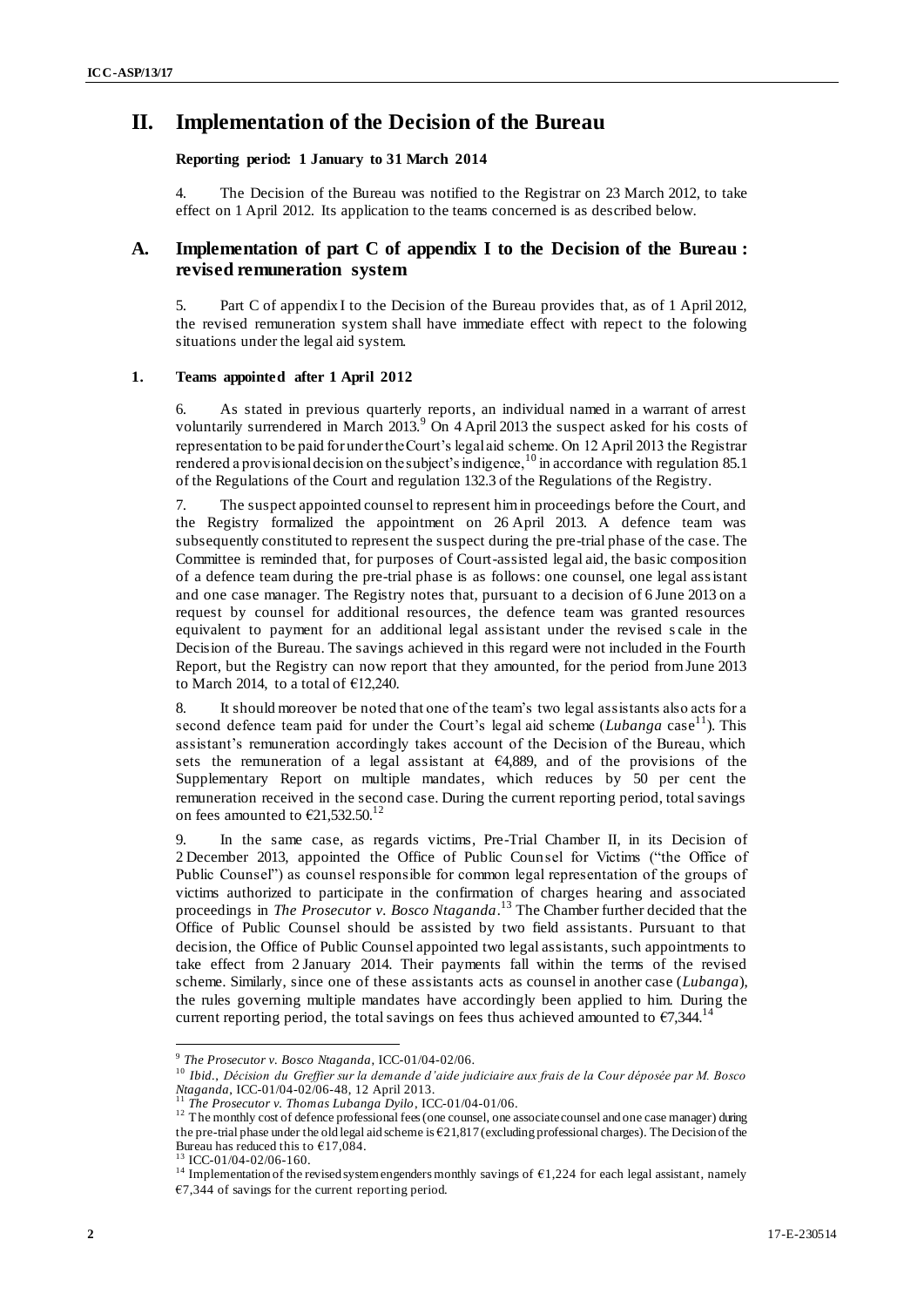# II. Implementation of the Decision of the Bureau

**Reporting period: 1 January to 31 March 2014**

4. The Decision of the Bureau was notified to the Registrar on 23 March 2012, to take effect on 1 April 2012. Its application to the teams concerned is as described below.

## A. Implementation of part C of appendix I to the Decision of the Bureau : revised remuneration system

5. Part C of appendix I to the Decision of the Bureau provides that, as of 1 April 2012, the revised remuneration system shall have immediate effect with repect to the folowing situations under the legal aid system.

### 1. Teams appointed after 1 April 2012

6. As stated in previous quarterly reports, an individual named in a warrant of arrest voluntarily surrendered in March 2013.[9] On 4 April 2013 the suspect asked for his costs of representation to be paid for under the Court's legal aid scheme. On 12 April 2013 the Registrar rendered a provisional decision on the subject's indigence,[10] in accordance with regulation 85.1 of the Regulations of the Court and regulation 132.3 of the Regulations of the Registry.

7. The suspect appointed counsel to represent him in proceedings before the Court, and the Registry formalized the appointment on 26 April 2013. A defence team was subsequently constituted to represent the suspect during the pre-trial phase of the case. The Committee is reminded that, for purposes of Court-assisted legal aid, the basic composition of a defence team during the pre-trial phase is as follows: one counsel, one legal assistant and one case manager. The Registry notes that, pursuant to a decision of 6 June 2013 on a request by counsel for additional resources, the defence team was granted resources equivalent to payment for an additional legal assistant under the revised scale in the Decision of the Bureau. The savings achieved in this regard were not included in the Fourth Report, but the Registry can now report that they amounted, for the period from June 2013 to March 2014, to a total of €12,240.

8. It should moreover be noted that one of the team's two legal assistants also acts for a second defence team paid for under the Court's legal aid scheme (*Lubanga* case[11]). This assistant's remuneration accordingly takes account of the Decision of the Bureau, which sets the remuneration of a legal assistant at €4,889, and of the provisions of the Supplementary Report on multiple mandates, which reduces by 50 per cent the remuneration received in the second case. During the current reporting period, total savings on fees amounted to €21,532.50.[12]

9. In the same case, as regards victims, Pre-Trial Chamber II, in its Decision of 2 December 2013, appointed the Office of Public Counsel for Victims ("the Office of Public Counsel") as counsel responsible for common legal representation of the groups of victims authorized to participate in the confirmation of charges hearing and associated proceedings in *The Prosecutor v. Bosco Ntaganda*.[13] The Chamber further decided that the Office of Public Counsel should be assisted by two field assistants. Pursuant to that decision, the Office of Public Counsel appointed two legal assistants, such appointments to take effect from 2 January 2014. Their payments fall within the terms of the revised scheme. Similarly, since one of these assistants acts as counsel in another case (*Lubanga*), the rules governing multiple mandates have accordingly been applied to him. During the current reporting period, the total savings on fees thus achieved amounted to €7,344.[14]

---

[9] *The Prosecutor v. Bosco Ntaganda*, ICC-01/04-02/06.

[10] *Ibid.*, *Décision du Greffier sur la demande d'aide judiciaire aux frais de la Cour déposée par M. Bosco Ntaganda*, ICC-01/04-02/06-48, 12 April 2013.

[11] *The Prosecutor v. Thomas Lubanga Dyilo*, ICC-01/04-01/06.

[12] The monthly cost of defence professional fees (one counsel, one associate counsel and one case manager) during the pre-trial phase under the old legal aid scheme is €21,817 (excluding professional charges). The Decision of the Bureau has reduced this to €17,084.

[13] ICC-01/04-02/06-160.

[14] Implementation of the revised system engenders monthly savings of €1,224 for each legal assistant, namely €7,344 of savings for the current reporting period.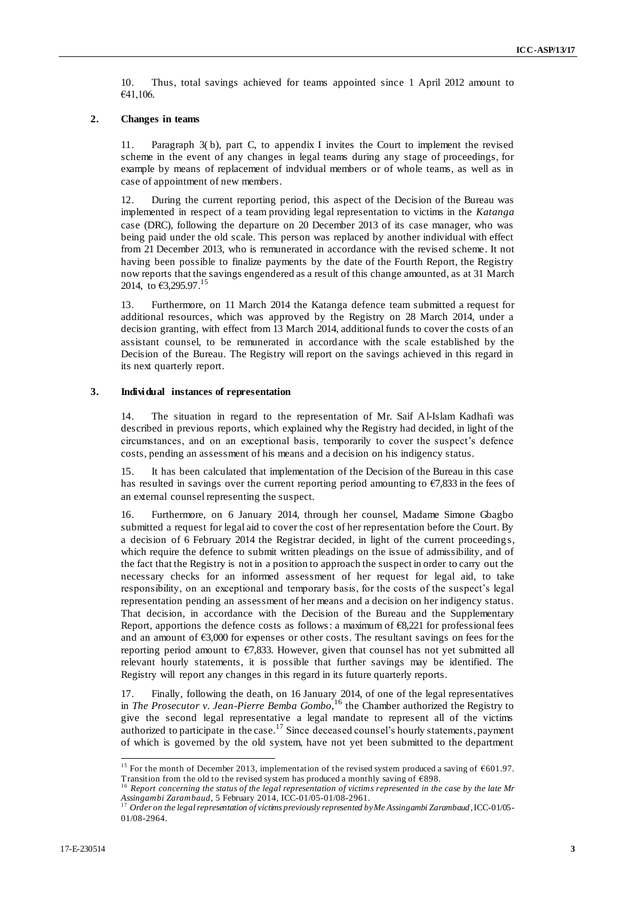10. Thus, total savings achieved for teams appointed since 1 April 2012 amount to €41,106.

### 2. Changes in teams

11. Paragraph 3( b), part C, to appendix I invites the Court to implement the revised scheme in the event of any changes in legal teams during any stage of proceedings, for example by means of replacement of indvidual members or of whole teams, as well as in case of appointment of new members.

12. During the current reporting period, this aspect of the Decision of the Bureau was implemented in respect of a team providing legal representation to victims in the *Katanga* case (DRC), following the departure on 20 December 2013 of its case manager, who was being paid under the old scale. This person was replaced by another individual with effect from 21 December 2013, who is remunerated in accordance with the revised scheme. It not having been possible to finalize payments by the date of the Fourth Report, the Registry now reports that the savings engendered as a result of this change amounted, as at 31 March 2014, to €3,295.97.[15]

13. Furthermore, on 11 March 2014 the Katanga defence team submitted a request for additional resources, which was approved by the Registry on 28 March 2014, under a decision granting, with effect from 13 March 2014, additional funds to cover the costs of an assistant counsel, to be remunerated in accordance with the scale established by the Decision of the Bureau. The Registry will report on the savings achieved in this regard in its next quarterly report.

### 3. Individual instances of representation

14. The situation in regard to the representation of Mr. Saif Al-Islam Kadhafi was described in previous reports, which explained why the Registry had decided, in light of the circumstances, and on an exceptional basis, temporarily to cover the suspect's defence costs, pending an assessment of his means and a decision on his indigency status.

15. It has been calculated that implementation of the Decision of the Bureau in this case has resulted in savings over the current reporting period amounting to €7,833 in the fees of an external counsel representing the suspect.

16. Furthermore, on 6 January 2014, through her counsel, Madame Simone Gbagbo submitted a request for legal aid to cover the cost of her representation before the Court. By a decision of 6 February 2014 the Registrar decided, in light of the current proceedings, which require the defence to submit written pleadings on the issue of admissibility, and of the fact that the Registry is not in a position to approach the suspect in order to carry out the necessary checks for an informed assessment of her request for legal aid, to take responsibility, on an exceptional and temporary basis, for the costs of the suspect's legal representation pending an assessment of her means and a decision on her indigency status. That decision, in accordance with the Decision of the Bureau and the Supplementary Report, apportions the defence costs as follows: a maximum of €8,221 for professional fees and an amount of €3,000 for expenses or other costs. The resultant savings on fees for the reporting period amount to €7,833. However, given that counsel has not yet submitted all relevant hourly statements, it is possible that further savings may be identified. The Registry will report any changes in this regard in its future quarterly reports.

17. Finally, following the death, on 16 January 2014, of one of the legal representatives in *The Prosecutor v. Jean-Pierre Bemba Gombo*,[16] the Chamber authorized the Registry to give the second legal representative a legal mandate to represent all of the victims authorized to participate in the case.[17] Since deceased counsel's hourly statements, payment of which is governed by the old system, have not yet been submitted to the department

---

[15] For the month of December 2013, implementation of the revised system produced a saving of €601.97. Transition from the old to the revised system has produced a monthly saving of €898.

[16] *Report concerning the status of the legal representation of victims represented in the case by the late Mr Assingambi Zarambaud*, 5 February 2014, ICC-01/05-01/08-2961.

[17] *Order on the legal representation of victims previously represented by Me Assingambi Zarambaud*, ICC-01/05-01/08-2964.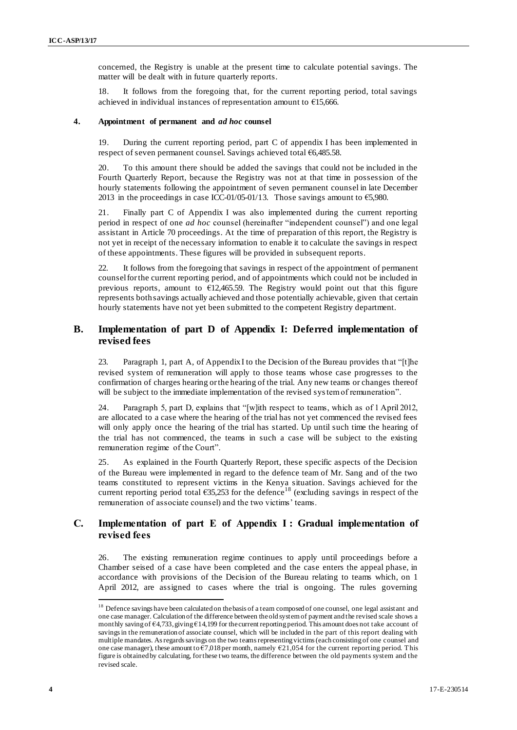concerned, the Registry is unable at the present time to calculate potential savings. The matter will be dealt with in future quarterly reports.

18. It follows from the foregoing that, for the current reporting period, total savings achieved in individual instances of representation amount to €15,666.

#### 4. Appointment of permanent and *ad hoc* counsel

19. During the current reporting period, part C of appendix I has been implemented in respect of seven permanent counsel. Savings achieved total €6,485.58.

20. To this amount there should be added the savings that could not be included in the Fourth Quarterly Report, because the Registry was not at that time in possession of the hourly statements following the appointment of seven permanent counsel in late December 2013 in the proceedings in case ICC-01/05-01/13. Those savings amount to €5,980.

21. Finally part C of Appendix I was also implemented during the current reporting period in respect of one *ad hoc* counsel (hereinafter "independent counsel") and one legal assistant in Article 70 proceedings. At the time of preparation of this report, the Registry is not yet in receipt of the necessary information to enable it to calculate the savings in respect of these appointments. These figures will be provided in subsequent reports.

22. It follows from the foregoing that savings in respect of the appointment of permanent counsel for the current reporting period, and of appointments which could not be included in previous reports, amount to €12,465.59. The Registry would point out that this figure represents both savings actually achieved and those potentially achievable, given that certain hourly statements have not yet been submitted to the competent Registry department.

## B. Implementation of part D of Appendix I: Deferred implementation of revised fees

23. Paragraph 1, part A, of Appendix I to the Decision of the Bureau provides that "[t]he revised system of remuneration will apply to those teams whose case progresses to the confirmation of charges hearing or the hearing of the trial. Any new teams or changes thereof will be subject to the immediate implementation of the revised system of remuneration".

24. Paragraph 5, part D, explains that "[w]ith respect to teams, which as of 1 April 2012, are allocated to a case where the hearing of the trial has not yet commenced the revised fees will only apply once the hearing of the trial has started. Up until such time the hearing of the trial has not commenced, the teams in such a case will be subject to the existing remuneration regime of the Court".

25. As explained in the Fourth Quarterly Report, these specific aspects of the Decision of the Bureau were implemented in regard to the defence team of Mr. Sang and of the two teams constituted to represent victims in the Kenya situation. Savings achieved for the current reporting period total €35,253 for the defence[18] (excluding savings in respect of the remuneration of associate counsel) and the two victims' teams.

## C. Implementation of part E of Appendix I: Gradual implementation of revised fees

26. The existing remuneration regime continues to apply until proceedings before a Chamber seised of a case have been completed and the case enters the appeal phase, in accordance with provisions of the Decision of the Bureau relating to teams which, on 1 April 2012, are assigned to cases where the trial is ongoing. The rules governing

---

[18] Defence savings have been calculated on the basis of a team composed of one counsel, one legal assistant and one case manager. Calculation of the difference between the old system of payment and the revised scale shows a monthly saving of €4,733, giving €14,199 for the current reporting period. This amount does not take account of savings in the remuneration of associate counsel, which will be included in the part of this report dealing with multiple mandates. As regards savings on the two teams representing victims (each consisting of one counsel and one case manager), these amount to €7,018 per month, namely €21,054 for the current reporting period. This figure is obtained by calculating, for these two teams, the difference between the old payments system and the revised scale.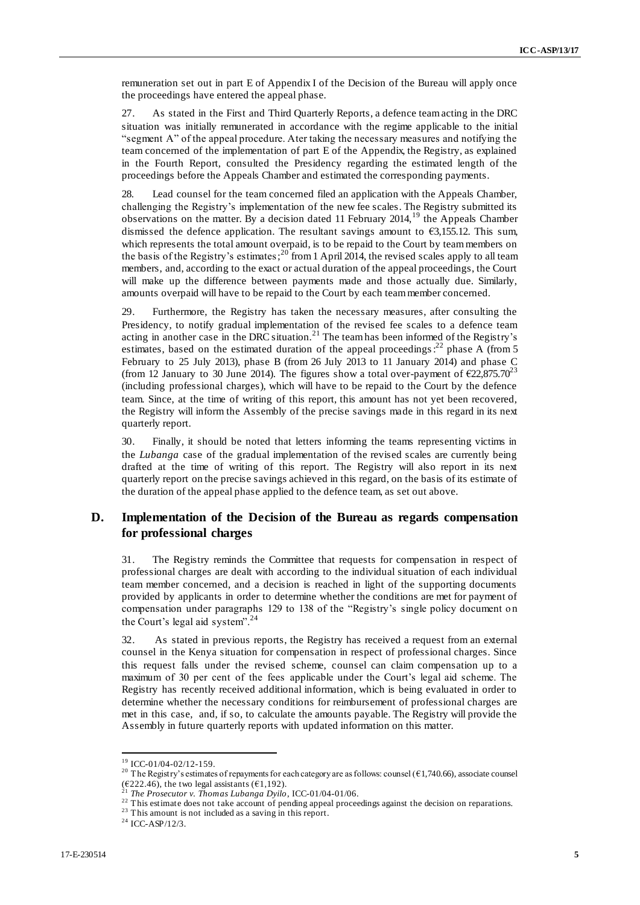remuneration set out in part E of Appendix I of the Decision of the Bureau will apply once the proceedings have entered the appeal phase.

27. As stated in the First and Third Quarterly Reports, a defence team acting in the DRC situation was initially remunerated in accordance with the regime applicable to the initial "segment A" of the appeal procedure. Ater taking the necessary measures and notifying the team concerned of the implementation of part E of the Appendix, the Registry, as explained in the Fourth Report, consulted the Presidency regarding the estimated length of the proceedings before the Appeals Chamber and estimated the corresponding payments.

28. Lead counsel for the team concerned filed an application with the Appeals Chamber, challenging the Registry's implementation of the new fee scales. The Registry submitted its observations on the matter. By a decision dated 11 February 2014,[19] the Appeals Chamber dismissed the defence application. The resultant savings amount to €3,155.12. This sum, which represents the total amount overpaid, is to be repaid to the Court by team members on the basis of the Registry's estimates;[20] from 1 April 2014, the revised scales apply to all team members, and, according to the exact or actual duration of the appeal proceedings, the Court will make up the difference between payments made and those actually due. Similarly, amounts overpaid will have to be repaid to the Court by each team member concerned.

29. Furthermore, the Registry has taken the necessary measures, after consulting the Presidency, to notify gradual implementation of the revised fee scales to a defence team acting in another case in the DRC situation.[21] The team has been informed of the Registry's estimates, based on the estimated duration of the appeal proceedings:[22] phase A (from 5 February to 25 July 2013), phase B (from 26 July 2013 to 11 January 2014) and phase C (from 12 January to 30 June 2014). The figures show a total over-payment of €22,875.70[23] (including professional charges), which will have to be repaid to the Court by the defence team. Since, at the time of writing of this report, this amount has not yet been recovered, the Registry will inform the Assembly of the precise savings made in this regard in its next quarterly report.

30. Finally, it should be noted that letters informing the teams representing victims in the *Lubanga* case of the gradual implementation of the revised scales are currently being drafted at the time of writing of this report. The Registry will also report in its next quarterly report on the precise savings achieved in this regard, on the basis of its estimate of the duration of the appeal phase applied to the defence team, as set out above.

## D. Implementation of the Decision of the Bureau as regards compensation for professional charges

31. The Registry reminds the Committee that requests for compensation in respect of professional charges are dealt with according to the individual situation of each individual team member concerned, and a decision is reached in light of the supporting documents provided by applicants in order to determine whether the conditions are met for payment of compensation under paragraphs 129 to 138 of the "Registry's single policy document on the Court's legal aid system".[24]

32. As stated in previous reports, the Registry has received a request from an external counsel in the Kenya situation for compensation in respect of professional charges. Since this request falls under the revised scheme, counsel can claim compensation up to a maximum of 30 per cent of the fees applicable under the Court's legal aid scheme. The Registry has recently received additional information, which is being evaluated in order to determine whether the necessary conditions for reimbursement of professional charges are met in this case, and, if so, to calculate the amounts payable. The Registry will provide the Assembly in future quarterly reports with updated information on this matter.

---

[19] ICC-01/04-02/12-159.

[20] The Registry's estimates of repayments for each category are as follows: counsel (€1,740.66), associate counsel (€222.46), the two legal assistants (€1,192).

[21] *The Prosecutor v. Thomas Lubanga Dyilo*, ICC-01/04-01/06.

[22] This estimate does not take account of pending appeal proceedings against the decision on reparations.

[23] This amount is not included as a saving in this report.

[24] ICC-ASP/12/3.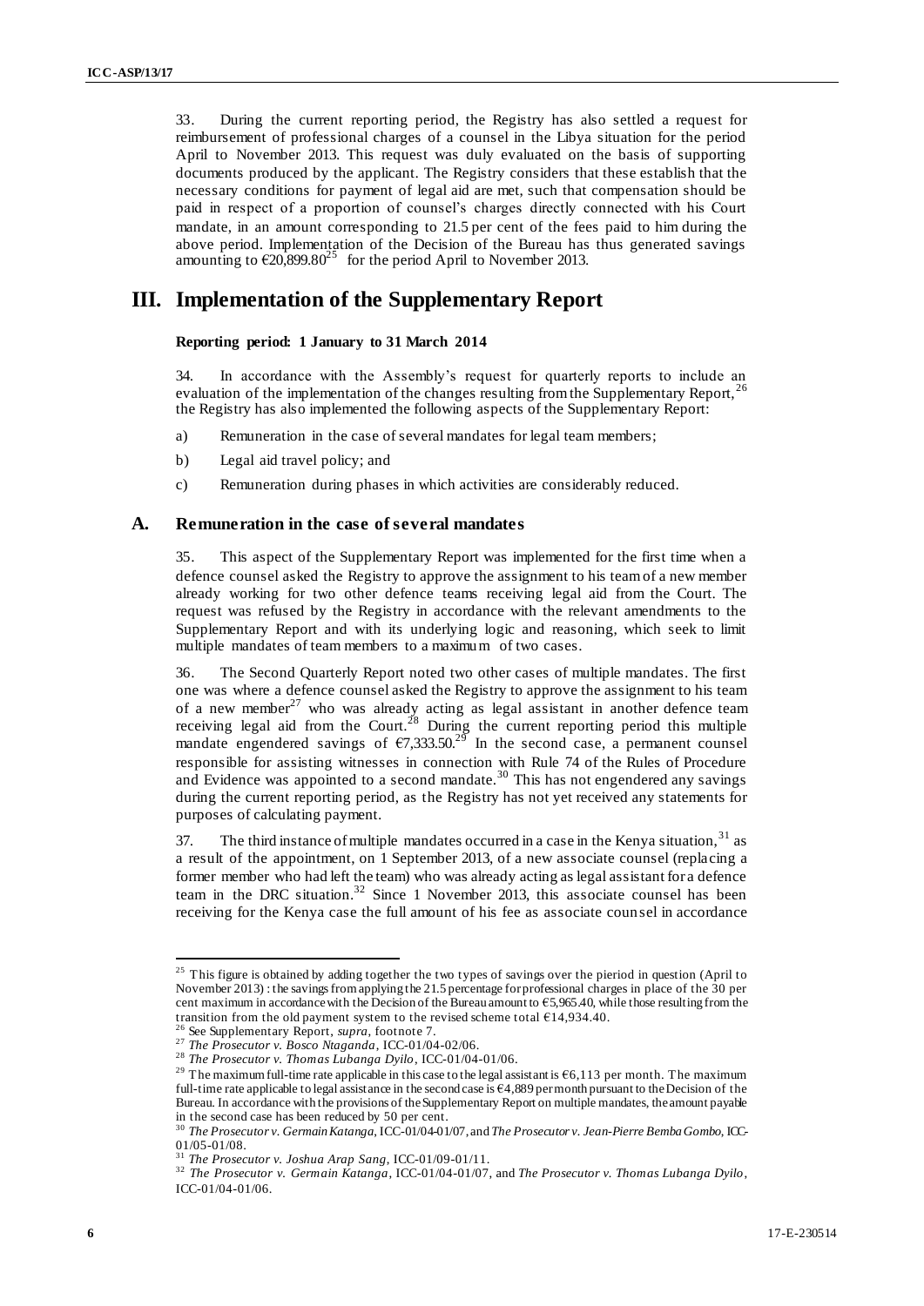33. During the current reporting period, the Registry has also settled a request for reimbursement of professional charges of a counsel in the Libya situation for the period April to November 2013. This request was duly evaluated on the basis of supporting documents produced by the applicant. The Registry considers that these establish that the necessary conditions for payment of legal aid are met, such that compensation should be paid in respect of a proportion of counsel's charges directly connected with his Court mandate, in an amount corresponding to 21.5 per cent of the fees paid to him during the above period. Implementation of the Decision of the Bureau has thus generated savings amounting to €20,899.80[25] for the period April to November 2013.

# III. Implementation of the Supplementary Report

**Reporting period: 1 January to 31 March 2014**

34. In accordance with the Assembly's request for quarterly reports to include an evaluation of the implementation of the changes resulting from the Supplementary Report,[26] the Registry has also implemented the following aspects of the Supplementary Report:

a) Remuneration in the case of several mandates for legal team members;

b) Legal aid travel policy; and

c) Remuneration during phases in which activities are considerably reduced.

## A. Remuneration in the case of several mandates

35. This aspect of the Supplementary Report was implemented for the first time when a defence counsel asked the Registry to approve the assignment to his team of a new member already working for two other defence teams receiving legal aid from the Court. The request was refused by the Registry in accordance with the relevant amendments to the Supplementary Report and with its underlying logic and reasoning, which seek to limit multiple mandates of team members to a maximum of two cases.

36. The Second Quarterly Report noted two other cases of multiple mandates. The first one was where a defence counsel asked the Registry to approve the assignment to his team of a new member[27] who was already acting as legal assistant in another defence team receiving legal aid from the Court.[28] During the current reporting period this multiple mandate engendered savings of €7,333.50.[29] In the second case, a permanent counsel responsible for assisting witnesses in connection with Rule 74 of the Rules of Procedure and Evidence was appointed to a second mandate.[30] This has not engendered any savings during the current reporting period, as the Registry has not yet received any statements for purposes of calculating payment.

37. The third instance of multiple mandates occurred in a case in the Kenya situation,[31] as a result of the appointment, on 1 September 2013, of a new associate counsel (replacing a former member who had left the team) who was already acting as legal assistant for a defence team in the DRC situation.[32] Since 1 November 2013, this associate counsel has been receiving for the Kenya case the full amount of his fee as associate counsel in accordance

---

[25] This figure is obtained by adding together the two types of savings over the pieriod in question (April to November 2013) : the savings from applying the 21.5 percentage for professional charges in place of the 30 per cent maximum in accordance with the Decision of the Bureau amount to €5,965.40, while those resulting from the transition from the old payment system to the revised scheme total €14,934.40.

[26] See Supplementary Report, *supra*, footnote 7.

[27] *The Prosecutor v. Bosco Ntaganda*, ICC-01/04-02/06.

[28] *The Prosecutor v. Thomas Lubanga Dyilo*, ICC-01/04-01/06.

[29] The maximum full-time rate applicable in this case to the legal assistant is €6,113 per month. The maximum full-time rate applicable to legal assistance in the second case is €4,889 per month pursuant to the Decision of the Bureau. In accordance with the provisions of the Supplementary Report on multiple mandates, the amount payable in the second case has been reduced by 50 per cent.

[30] *The Prosecutor v. Germain Katanga*, ICC-01/04-01/07, and *The Prosecutor v. Jean-Pierre Bemba Gombo*, ICC-01/05-01/08.

[31] *The Prosecutor v. Joshua Arap Sang*, ICC-01/09-01/11.

[32] *The Prosecutor v. Germain Katanga*, ICC-01/04-01/07, and *The Prosecutor v. Thomas Lubanga Dyilo*, ICC-01/04-01/06.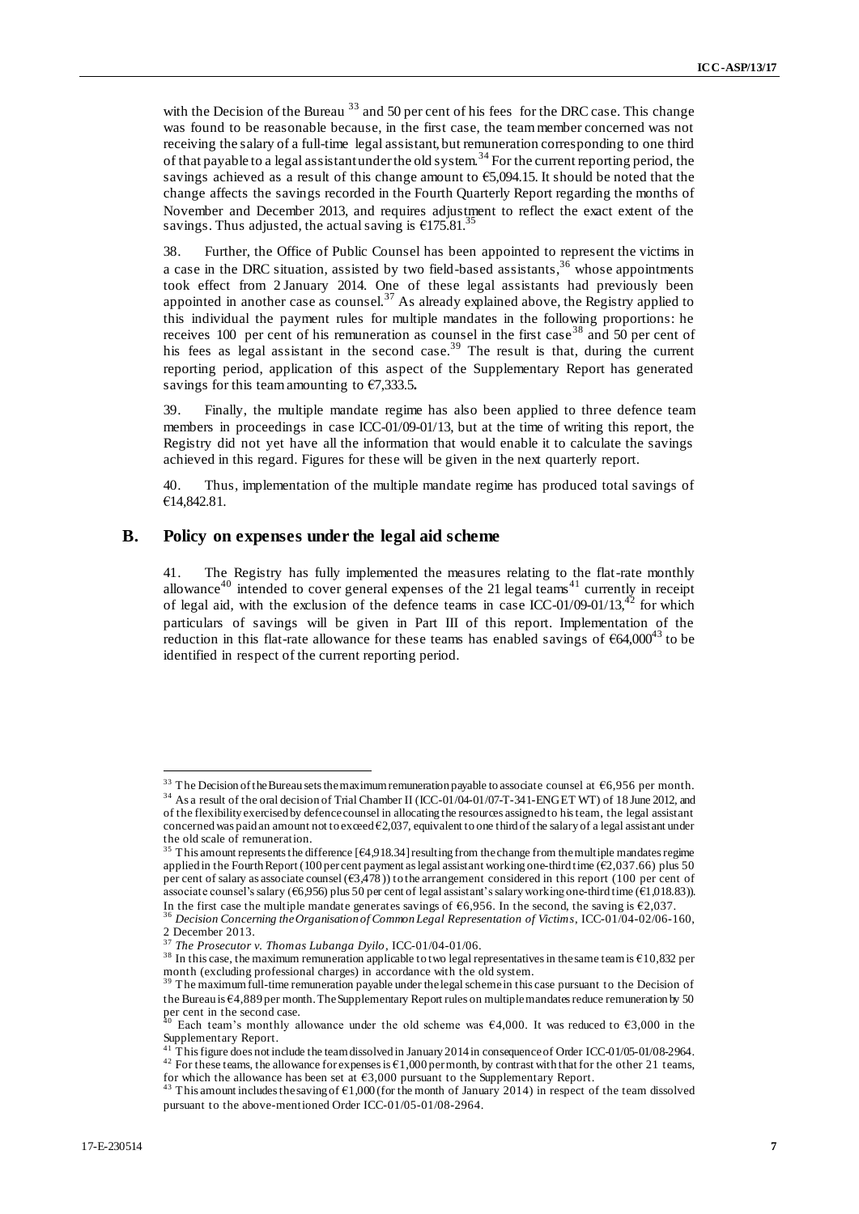with the Decision of the Bureau [33] and 50 per cent of his fees for the DRC case. This change was found to be reasonable because, in the first case, the team member concerned was not receiving the salary of a full-time legal assistant, but remuneration corresponding to one third of that payable to a legal assistant under the old system.[34] For the current reporting period, the savings achieved as a result of this change amount to €5,094.15. It should be noted that the change affects the savings recorded in the Fourth Quarterly Report regarding the months of November and December 2013, and requires adjustment to reflect the exact extent of the savings. Thus adjusted, the actual saving is €175.81.[35]

38. Further, the Office of Public Counsel has been appointed to represent the victims in a case in the DRC situation, assisted by two field-based assistants,[36] whose appointments took effect from 2 January 2014. One of these legal assistants had previously been appointed in another case as counsel.[37] As already explained above, the Registry applied to this individual the payment rules for multiple mandates in the following proportions: he receives 100 per cent of his remuneration as counsel in the first case[38] and 50 per cent of his fees as legal assistant in the second case.[39] The result is that, during the current reporting period, application of this aspect of the Supplementary Report has generated savings for this team amounting to €7,333.5**.**

39. Finally, the multiple mandate regime has also been applied to three defence team members in proceedings in case ICC-01/09-01/13, but at the time of writing this report, the Registry did not yet have all the information that would enable it to calculate the savings achieved in this regard. Figures for these will be given in the next quarterly report.

40. Thus, implementation of the multiple mandate regime has produced total savings of €14,842.81.

## B. Policy on expenses under the legal aid scheme

41. The Registry has fully implemented the measures relating to the flat-rate monthly allowance[40] intended to cover general expenses of the 21 legal teams[41] currently in receipt of legal aid, with the exclusion of the defence teams in case ICC-01/09-01/13,[42] for which particulars of savings will be given in Part III of this report. Implementation of the reduction in this flat-rate allowance for these teams has enabled savings of €64,000[43] to be identified in respect of the current reporting period.

---

[33] The Decision of the Bureau sets the maximum remuneration payable to associate counsel at €6,956 per month.

[34] As a result of the oral decision of Trial Chamber II (ICC-01/04-01/07-T-341-ENG ET WT) of 18 June 2012, and of the flexibility exercised by defence counsel in allocating the resources assigned to his team, the legal assistant concerned was paid an amount not to exceed €2,037, equivalent to one third of the salary of a legal assistant under the old scale of remuneration.

[35] This amount represents the difference [€4,918.34] resulting from the change from the multiple mandates regime applied in the Fourth Report (100 per cent payment as legal assistant working one-third time (€2,037.66) plus 50 per cent of salary as associate counsel (€3,478)) to the arrangement considered in this report (100 per cent of associate counsel's salary (€6,956) plus 50 per cent of legal assistant's salary working one-third time (€1,018.83)). In the first case the multiple mandate generates savings of €6,956. In the second, the saving is €2,037.

[36] *Decision Concerning the Organisation of Common Legal Representation of Victims*, ICC-01/04-02/06-160, 2 December 2013.

[37] *The Prosecutor v. Thomas Lubanga Dyilo*, ICC-01/04-01/06.

[38] In this case, the maximum remuneration applicable to two legal representatives in the same team is €10,832 per month (excluding professional charges) in accordance with the old system.

[39] The maximum full-time remuneration payable under the legal scheme in this case pursuant to the Decision of the Bureau is €4,889 per month. The Supplementary Report rules on multiple mandates reduce remuneration by 50 per cent in the second case.

[40] Each team's monthly allowance under the old scheme was €4,000. It was reduced to €3,000 in the Supplementary Report.

[41] This figure does not include the team dissolved in January 2014 in consequence of Order ICC-01/05-01/08-2964.

[42] For these teams, the allowance for expenses is €1,000 per month, by contrast with that for the other 21 teams, for which the allowance has been set at €3,000 pursuant to the Supplementary Report.

[43] This amount includes the saving of €1,000 (for the month of January 2014) in respect of the team dissolved pursuant to the above-mentioned Order ICC-01/05-01/08-2964.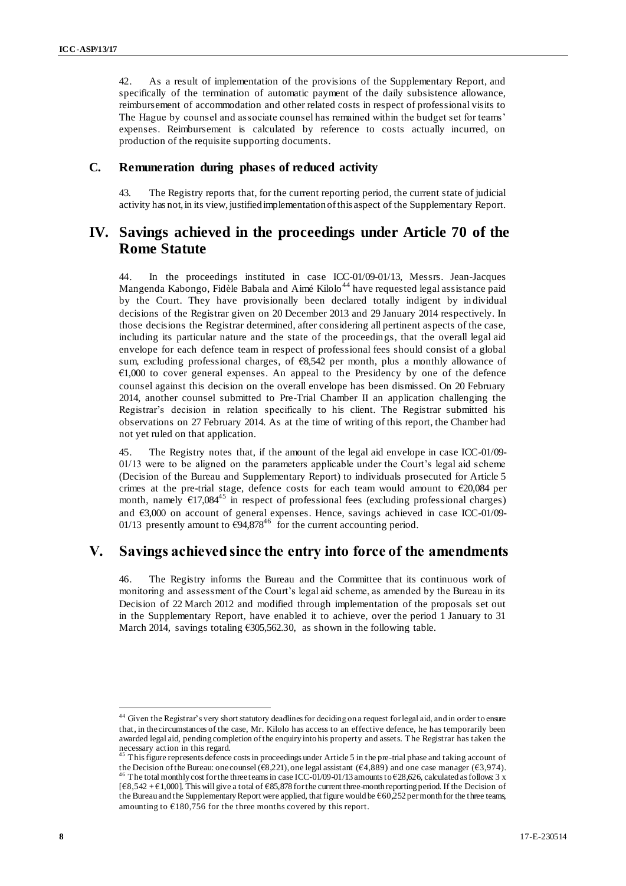42. As a result of implementation of the provisions of the Supplementary Report, and specifically of the termination of automatic payment of the daily subsistence allowance, reimbursement of accommodation and other related costs in respect of professional visits to The Hague by counsel and associate counsel has remained within the budget set for teams' expenses. Reimbursement is calculated by reference to costs actually incurred, on production of the requisite supporting documents.

### C. Remuneration during phases of reduced activity

43. The Registry reports that, for the current reporting period, the current state of judicial activity has not, in its view, justified implementation of this aspect of the Supplementary Report.

## IV. Savings achieved in the proceedings under Article 70 of the Rome Statute

44. In the proceedings instituted in case ICC-01/09-01/13, Messrs. Jean-Jacques Mangenda Kabongo, Fidèle Babala and Aimé Kilolo[44] have requested legal assistance paid by the Court. They have provisionally been declared totally indigent by individual decisions of the Registrar given on 20 December 2013 and 29 January 2014 respectively. In those decisions the Registrar determined, after considering all pertinent aspects of the case, including its particular nature and the state of the proceedings, that the overall legal aid envelope for each defence team in respect of professional fees should consist of a global sum, excluding professional charges, of €8,542 per month, plus a monthly allowance of €1,000 to cover general expenses. An appeal to the Presidency by one of the defence counsel against this decision on the overall envelope has been dismissed. On 20 February 2014, another counsel submitted to Pre-Trial Chamber II an application challenging the Registrar's decision in relation specifically to his client. The Registrar submitted his observations on 27 February 2014. As at the time of writing of this report, the Chamber had not yet ruled on that application.

45. The Registry notes that, if the amount of the legal aid envelope in case ICC-01/09-01/13 were to be aligned on the parameters applicable under the Court's legal aid scheme (Decision of the Bureau and Supplementary Report) to individuals prosecuted for Article 5 crimes at the pre-trial stage, defence costs for each team would amount to €20,084 per month, namely €17,084[45] in respect of professional fees (excluding professional charges) and €3,000 on account of general expenses. Hence, savings achieved in case ICC-01/09-01/13 presently amount to €94,878[46] for the current accounting period.

## V. Savings achieved since the entry into force of the amendments

46. The Registry informs the Bureau and the Committee that its continuous work of monitoring and assessment of the Court's legal aid scheme, as amended by the Bureau in its Decision of 22 March 2012 and modified through implementation of the proposals set out in the Supplementary Report, have enabled it to achieve, over the period 1 January to 31 March 2014, savings totaling €305,562.30, as shown in the following table.

---

[44] Given the Registrar's very short statutory deadlines for deciding on a request for legal aid, and in order to ensure that, in the circumstances of the case, Mr. Kilolo has access to an effective defence, he has temporarily been awarded legal aid, pending completion of the enquiry into his property and assets. The Registrar has taken the necessary action in this regard.

[45] This figure represents defence costs in proceedings under Article 5 in the pre-trial phase and taking account of the Decision of the Bureau: one counsel (€8,221), one legal assistant (€4,889) and one case manager (€3,974).

[46] The total monthly cost for the three teams in case ICC-01/09-01/13 amounts to €28,626, calculated as follows: 3 x [€8,542 + €1,000]. This will give a total of €85,878 for the current three-month reporting period. If the Decision of the Bureau and the Supplementary Report were applied, that figure would be €60,252 per month for the three teams, amounting to €180,756 for the three months covered by this report.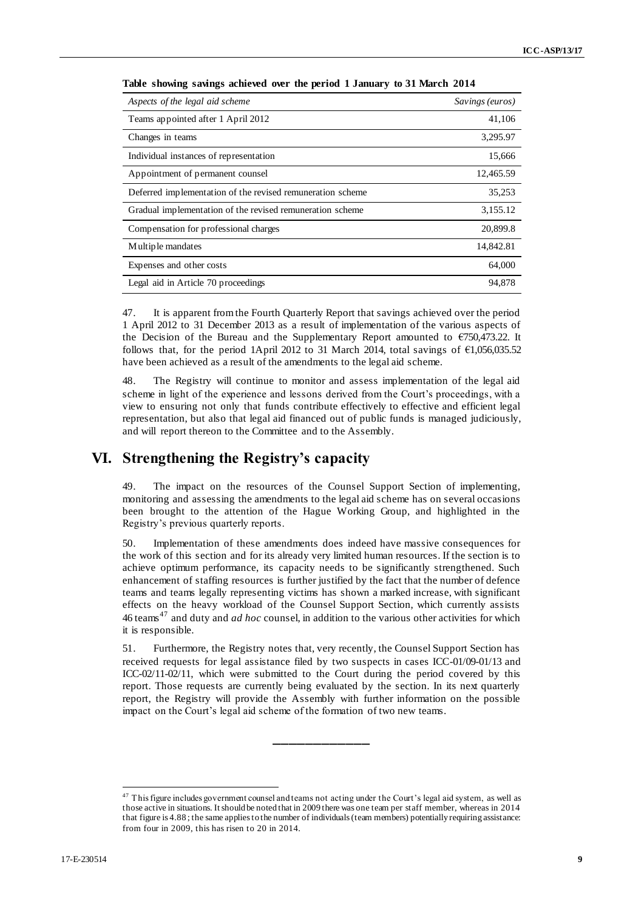**Table showing savings achieved over the period 1 January to 31 March 2014**

| *Aspects of the legal aid scheme* | *Savings (euros)* |
| --- | --- |
| Teams appointed after 1 April 2012 | 41,106 |
| Changes in teams | 3,295.97 |
| Individual instances of representation | 15,666 |
| Appointment of permanent counsel | 12,465.59 |
| Deferred implementation of the revised remuneration scheme | 35,253 |
| Gradual implementation of the revised remuneration scheme | 3,155.12 |
| Compensation for professional charges | 20,899.8 |
| Multiple mandates | 14,842.81 |
| Expenses and other costs | 64,000 |
| Legal aid in Article 70 proceedings | 94,878 |

47. It is apparent from the Fourth Quarterly Report that savings achieved over the period 1 April 2012 to 31 December 2013 as a result of implementation of the various aspects of the Decision of the Bureau and the Supplementary Report amounted to €750,473.22. It follows that, for the period 1April 2012 to 31 March 2014, total savings of €1,056,035.52 have been achieved as a result of the amendments to the legal aid scheme.

48. The Registry will continue to monitor and assess implementation of the legal aid scheme in light of the experience and lessons derived from the Court's proceedings, with a view to ensuring not only that funds contribute effectively to effective and efficient legal representation, but also that legal aid financed out of public funds is managed judiciously, and will report thereon to the Committee and to the Assembly.

# VI. Strengthening the Registry's capacity

49. The impact on the resources of the Counsel Support Section of implementing, monitoring and assessing the amendments to the legal aid scheme has on several occasions been brought to the attention of the Hague Working Group, and highlighted in the Registry's previous quarterly reports.

50. Implementation of these amendments does indeed have massive consequences for the work of this section and for its already very limited human resources. If the section is to achieve optimum performance, its capacity needs to be significantly strengthened. Such enhancement of staffing resources is further justified by the fact that the number of defence teams and teams legally representing victims has shown a marked increase, with significant effects on the heavy workload of the Counsel Support Section, which currently assists 46 teams[47] and duty and *ad hoc* counsel, in addition to the various other activities for which it is responsible.

51. Furthermore, the Registry notes that, very recently, the Counsel Support Section has received requests for legal assistance filed by two suspects in cases ICC-01/09-01/13 and ICC-02/11-02/11, which were submitted to the Court during the period covered by this report. Those requests are currently being evaluated by the section. In its next quarterly report, the Registry will provide the Assembly with further information on the possible impact on the Court's legal aid scheme of the formation of two new teams.

---

[47] This figure includes government counsel and teams not acting under the Court's legal aid system, as well as those active in situations. It should be noted that in 2009 there was one team per staff member, whereas in 2014 that figure is 4.88; the same applies to the number of individuals (team members) potentially requiring assistance: from four in 2009, this has risen to 20 in 2014.